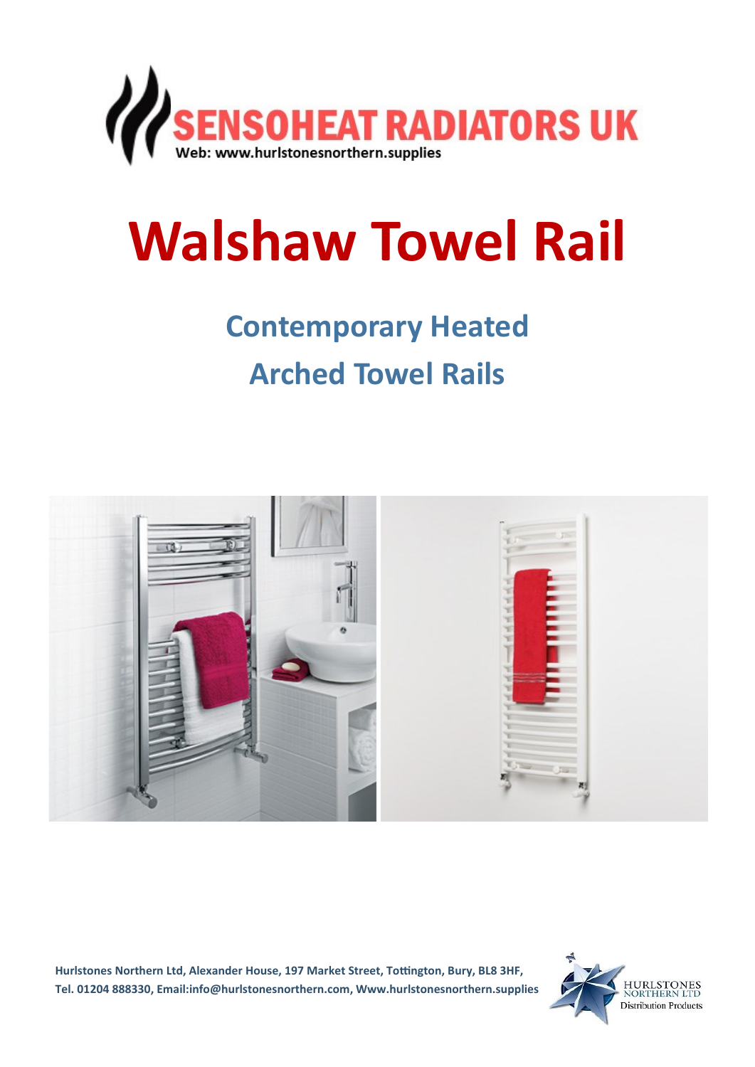SENSOHEAT RADIATORS UK

Web: www.hurlstonesnorthern.supplies

# Walshaw Towel Rail

## Contemporary Heated

## Arched Towel Rails

**Hurlstones Northern Ltd, Alexander House, 197 Market Street, Tottington, Bury, BL8 3HF, Tel. 01204 888330, Email:info@hurlstonesnorthern.com, Www.hurlstonesnorthern.supplies**

HURLSTONES NORTHERN LTD
Distribution Products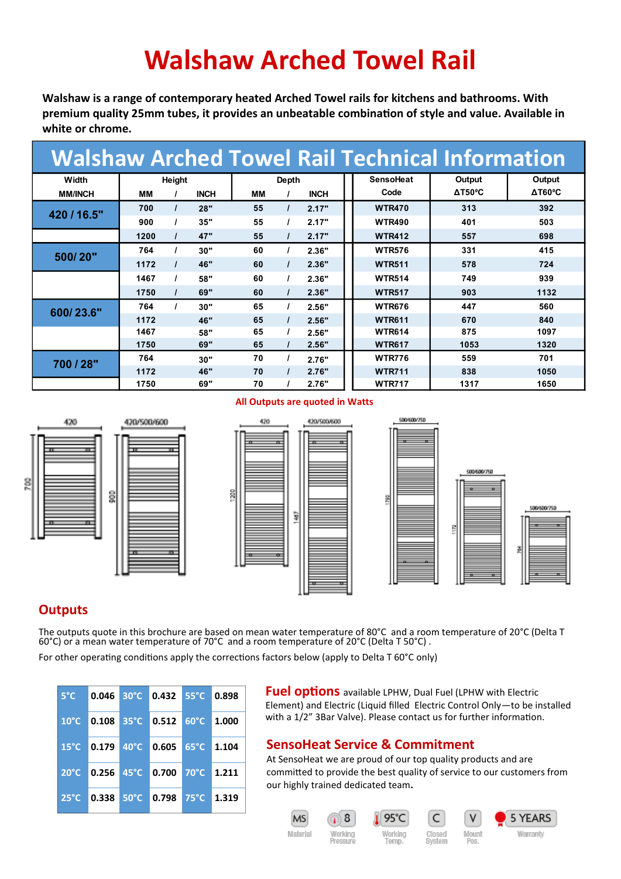# Walshaw Arched Towel Rail

**Walshaw is a range of contemporary heated Arched Towel rails for kitchens and bathrooms. With premium quality 25mm tubes, it provides an unbeatable combination of style and value. Available in white or chrome.**

## Walshaw Arched Towel Rail Technical Information

| Width MM/INCH | Height MM | / | Height INCH | Depth MM | / | Depth INCH | SensoHeat Code | Output ΔT50ºC | Output ΔT60ºC |
|---|---|---|---|---|---|---|---|---|---|
| 420 / 16.5" | 700 | / | 28" | 55 | / | 2.17" | WTR470 | 313 | 392 |
| | 900 | / | 35" | 55 | / | 2.17" | WTR490 | 401 | 503 |
| | 1200 | / | 47" | 55 | / | 2.17" | WTR412 | 557 | 698 |
| 500/ 20" | 764 | / | 30" | 60 | / | 2.36" | WTR576 | 331 | 415 |
| | 1172 | / | 46" | 60 | / | 2.36" | WTR511 | 578 | 724 |
| | 1467 | / | 58" | 60 | / | 2.36" | WTR514 | 749 | 939 |
| | 1750 | / | 69" | 60 | / | 2.36" | WTR517 | 903 | 1132 |
| 600/ 23.6" | 764 | / | 30" | 65 | / | 2.56" | WTR676 | 447 | 560 |
| | 1172 | | 46" | 65 | / | 2.56" | WTR611 | 670 | 840 |
| | 1467 | | 58" | 65 | / | 2.56" | WTR614 | 875 | 1097 |
| | 1750 | | 69" | 65 | / | 2.56" | WTR617 | 1053 | 1320 |
| 700 / 28" | 764 | | 30" | 70 | / | 2.76" | WTR776 | 559 | 701 |
| | 1172 | | 46" | 70 | / | 2.76" | WTR711 | 838 | 1050 |
| | 1750 | | 69" | 70 | / | 2.76" | WTR717 | 1317 | 1650 |

**All Outputs are quoted in Watts**

420
420/500/600
700
900
420
420/500/600
1200
1467
500/600/750
1750
500/600/750
1172
500/600/750
764

## Outputs

The outputs quote in this brochure are based on mean water temperature of 80°C and a room temperature of 20°C (Delta T 60°C) or a mean water temperature of 70°C and a room temperature of 20°C (Delta T 50°C) .

For other operating conditions apply the corrections factors below (apply to Delta T 60°C only)

| | | | | | |
|---|---|---|---|---|---|
| 5°C | 0.046 | 30°C | 0.432 | 55°C | 0.898 |
| 10°C | 0.108 | 35°C | 0.512 | 60°C | 1.000 |
| 15°C | 0.179 | 40°C | 0.605 | 65°C | 1.104 |
| 20°C | 0.256 | 45°C | 0.700 | 70°C | 1.211 |
| 25°C | 0.338 | 50°C | 0.798 | 75°C | 1.319 |

## Fuel options

available LPHW, Dual Fuel (LPHW with Electric Element) and Electric (Liquid filled Electric Control Only—to be installed with a 1/2" 3Bar Valve). Please contact us for further information.

## SensoHeat Service & Commitment

At SensoHeat we are proud of our top quality products and are committed to provide the best quality of service to our customers from our highly trained dedicated team.

MS Material | 8 Working Pressure | 95°C Working Temp. | C Closed System | V Mount Pos. | 5 YEARS Warranty